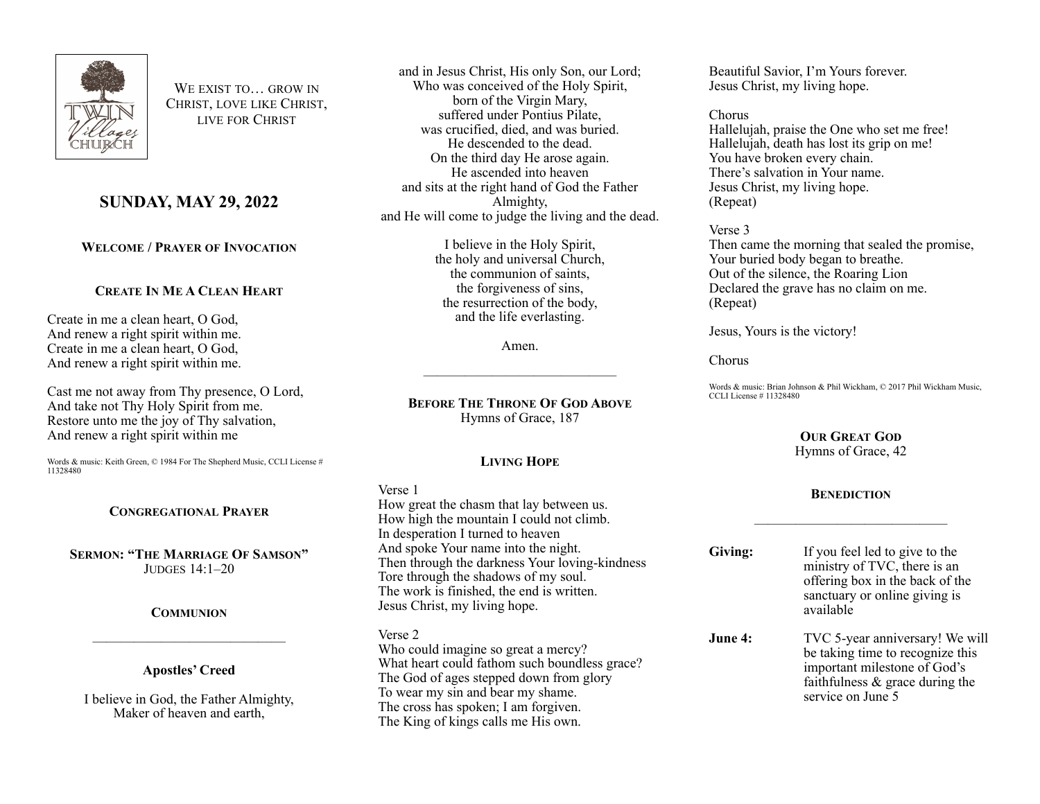We exist to… grow in Christ, love like Christ, live for Christ

# SUNDAY, MAY 29, 2022

### Welcome / Prayer of Invocation

### Create In Me A Clean Heart

Create in me a clean heart, O God,
And renew a right spirit within me.
Create in me a clean heart, O God,
And renew a right spirit within me.

Cast me not away from Thy presence, O Lord,
And take not Thy Holy Spirit from me.
Restore unto me the joy of Thy salvation,
And renew a right spirit within me

Words & music: Keith Green, © 1984 For The Shepherd Music, CCLI License # 11328480

### Congregational Prayer

### Sermon: "The Marriage Of Samson"
Judges 14:1–20

### Communion

---

### Apostles' Creed

I believe in God, the Father Almighty,
Maker of heaven and earth,
and in Jesus Christ, His only Son, our Lord;
Who was conceived of the Holy Spirit,
born of the Virgin Mary,
suffered under Pontius Pilate,
was crucified, died, and was buried.
He descended to the dead.
On the third day He arose again.
He ascended into heaven
and sits at the right hand of God the Father Almighty,
and He will come to judge the living and the dead.

I believe in the Holy Spirit,
the holy and universal Church,
the communion of saints,
the forgiveness of sins,
the resurrection of the body,
and the life everlasting.

Amen.

---

### Before The Throne Of God Above
Hymns of Grace, 187

### Living Hope

Verse 1
How great the chasm that lay between us.
How high the mountain I could not climb.
In desperation I turned to heaven
And spoke Your name into the night.
Then through the darkness Your loving-kindness
Tore through the shadows of my soul.
The work is finished, the end is written.
Jesus Christ, my living hope.

Verse 2
Who could imagine so great a mercy?
What heart could fathom such boundless grace?
The God of ages stepped down from glory
To wear my sin and bear my shame.
The cross has spoken; I am forgiven.
The King of kings calls me His own.
Beautiful Savior, I'm Yours forever.
Jesus Christ, my living hope.

Chorus
Hallelujah, praise the One who set me free!
Hallelujah, death has lost its grip on me!
You have broken every chain.
There's salvation in Your name.
Jesus Christ, my living hope.
(Repeat)

Verse 3
Then came the morning that sealed the promise,
Your buried body began to breathe.
Out of the silence, the Roaring Lion
Declared the grave has no claim on me.
(Repeat)

Jesus, Yours is the victory!

Chorus

Words & music: Brian Johnson & Phil Wickham, © 2017 Phil Wickham Music, CCLI License # 11328480

### Our Great God
Hymns of Grace, 42

### Benediction

---

**Giving:** If you feel led to give to the ministry of TVC, there is an offering box in the back of the sanctuary or online giving is available

**June 4:** TVC 5-year anniversary! We will be taking time to recognize this important milestone of God's faithfulness & grace during the service on June 5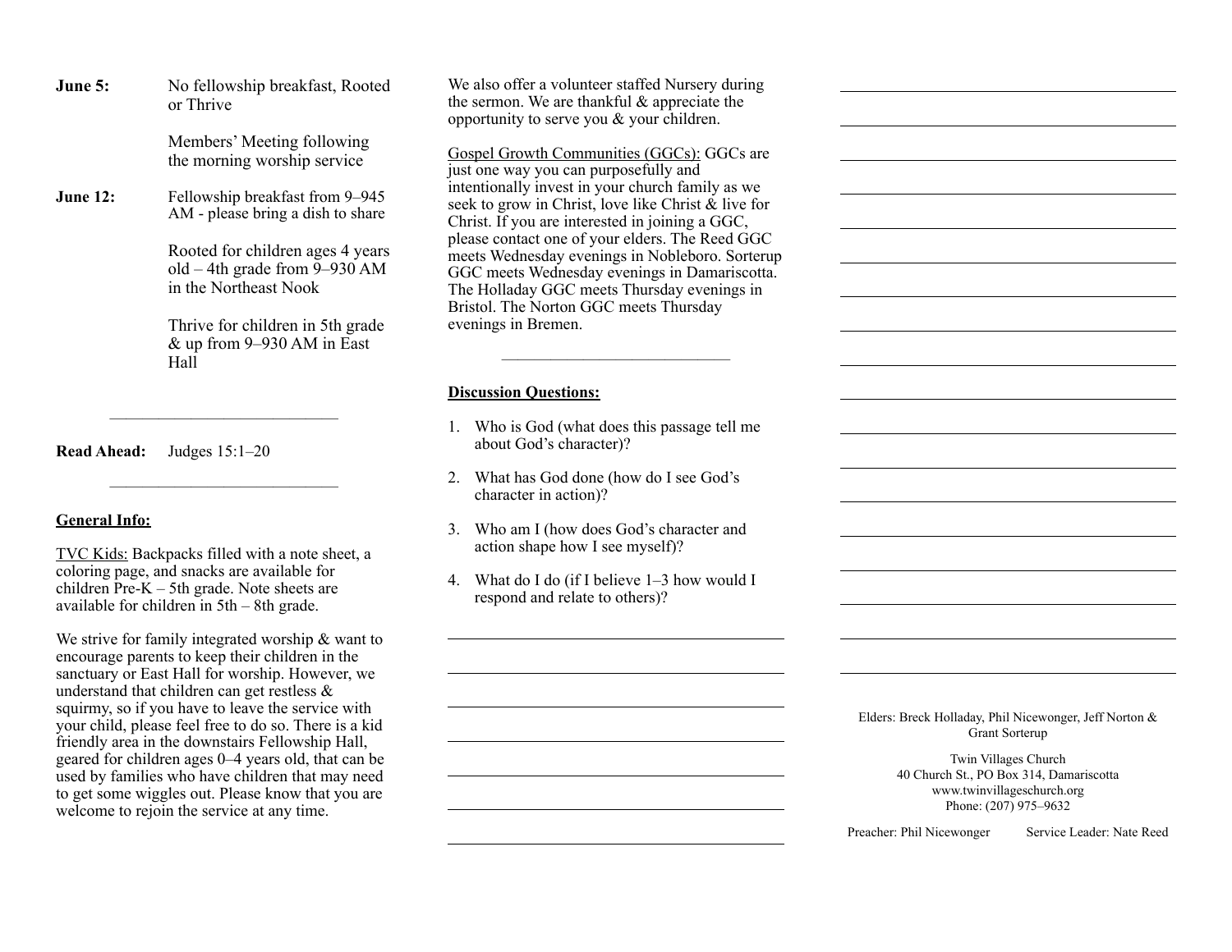**June 5:** No fellowship breakfast, Rooted or Thrive

Members' Meeting following the morning worship service

**June 12:** Fellowship breakfast from 9–945 AM - please bring a dish to share

Rooted for children ages 4 years old – 4th grade from 9–930 AM in the Northeast Nook

Thrive for children in 5th grade & up from 9–930 AM in East Hall

---

**Read Ahead:** Judges 15:1–20

---

**General Info:**

TVC Kids: Backpacks filled with a note sheet, a coloring page, and snacks are available for children Pre-K – 5th grade. Note sheets are available for children in 5th – 8th grade.

We strive for family integrated worship & want to encourage parents to keep their children in the sanctuary or East Hall for worship. However, we understand that children can get restless & squirmy, so if you have to leave the service with your child, please feel free to do so. There is a kid friendly area in the downstairs Fellowship Hall, geared for children ages 0–4 years old, that can be used by families who have children that may need to get some wiggles out. Please know that you are welcome to rejoin the service at any time.

We also offer a volunteer staffed Nursery during the sermon. We are thankful & appreciate the opportunity to serve you & your children.

Gospel Growth Communities (GGCs): GGCs are just one way you can purposefully and intentionally invest in your church family as we seek to grow in Christ, love like Christ & live for Christ. If you are interested in joining a GGC, please contact one of your elders. The Reed GGC meets Wednesday evenings in Nobleboro. Sorterup GGC meets Wednesday evenings in Damariscotta. The Holladay GGC meets Thursday evenings in Bristol. The Norton GGC meets Thursday evenings in Bremen.

---

**Discussion Questions:**

1. Who is God (what does this passage tell me about God's character)?
2. What has God done (how do I see God's character in action)?
3. Who am I (how does God's character and action shape how I see myself)?
4. What do I do (if I believe 1–3 how would I respond and relate to others)?

Elders: Breck Holladay, Phil Nicewonger, Jeff Norton & Grant Sorterup

Twin Villages Church
40 Church St., PO Box 314, Damariscotta
www.twinvillageschurch.org
Phone: (207) 975–9632

Preacher: Phil Nicewonger Service Leader: Nate Reed